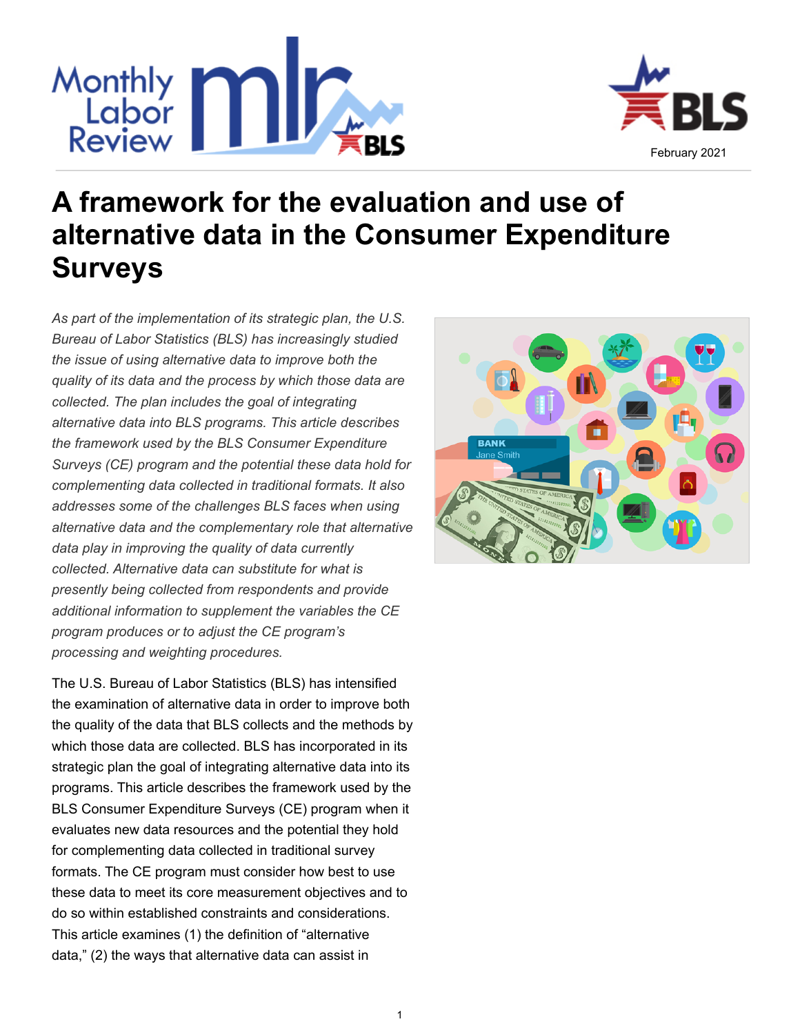# A framework for the evaluation and use of alternative data in the Consumer Expenditure Surveys

*As part of the implementation of its strategic plan, the U.S. Bureau of Labor Statistics (BLS) has increasingly studied the issue of using alternative data to improve both the quality of its data and the process by which those data are collected. The plan includes the goal of integrating alternative data into BLS programs. This article describes the framework used by the BLS Consumer Expenditure Surveys (CE) program and the potential these data hold for complementing data collected in traditional formats. It also addresses some of the challenges BLS faces when using alternative data and the complementary role that alternative data play in improving the quality of data currently collected. Alternative data can substitute for what is presently being collected from respondents and provide additional information to supplement the variables the CE program produces or to adjust the CE program's processing and weighting procedures.*

The U.S. Bureau of Labor Statistics (BLS) has intensified the examination of alternative data in order to improve both the quality of the data that BLS collects and the methods by which those data are collected. BLS has incorporated in its strategic plan the goal of integrating alternative data into its programs. This article describes the framework used by the BLS Consumer Expenditure Surveys (CE) program when it evaluates new data resources and the potential they hold for complementing data collected in traditional survey formats. The CE program must consider how best to use these data to meet its core measurement objectives and to do so within established constraints and considerations. This article examines (1) the definition of "alternative data," (2) the ways that alternative data can assist in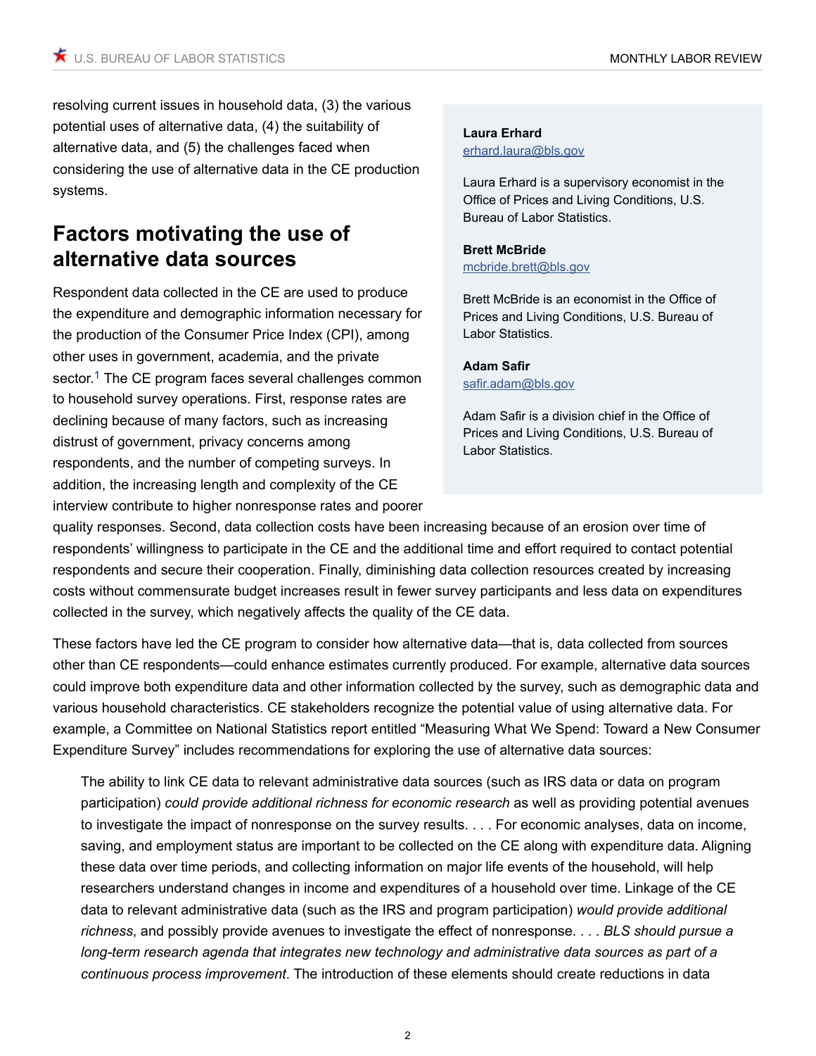resolving current issues in household data, (3) the various potential uses of alternative data, (4) the suitability of alternative data, and (5) the challenges faced when considering the use of alternative data in the CE production systems.

**Laura Erhard**
erhard.laura@bls.gov

Laura Erhard is a supervisory economist in the Office of Prices and Living Conditions, U.S. Bureau of Labor Statistics.

**Brett McBride**
mcbride.brett@bls.gov

Brett McBride is an economist in the Office of Prices and Living Conditions, U.S. Bureau of Labor Statistics.

**Adam Safir**
safir.adam@bls.gov

Adam Safir is a division chief in the Office of Prices and Living Conditions, U.S. Bureau of Labor Statistics.

## Factors motivating the use of alternative data sources

Respondent data collected in the CE are used to produce the expenditure and demographic information necessary for the production of the Consumer Price Index (CPI), among other uses in government, academia, and the private sector.[1] The CE program faces several challenges common to household survey operations. First, response rates are declining because of many factors, such as increasing distrust of government, privacy concerns among respondents, and the number of competing surveys. In addition, the increasing length and complexity of the CE interview contribute to higher nonresponse rates and poorer quality responses. Second, data collection costs have been increasing because of an erosion over time of respondents' willingness to participate in the CE and the additional time and effort required to contact potential respondents and secure their cooperation. Finally, diminishing data collection resources created by increasing costs without commensurate budget increases result in fewer survey participants and less data on expenditures collected in the survey, which negatively affects the quality of the CE data.

These factors have led the CE program to consider how alternative data—that is, data collected from sources other than CE respondents—could enhance estimates currently produced. For example, alternative data sources could improve both expenditure data and other information collected by the survey, such as demographic data and various household characteristics. CE stakeholders recognize the potential value of using alternative data. For example, a Committee on National Statistics report entitled "Measuring What We Spend: Toward a New Consumer Expenditure Survey" includes recommendations for exploring the use of alternative data sources:

> The ability to link CE data to relevant administrative data sources (such as IRS data or data on program participation) *could provide additional richness for economic research* as well as providing potential avenues to investigate the impact of nonresponse on the survey results. . . . For economic analyses, data on income, saving, and employment status are important to be collected on the CE along with expenditure data. Aligning these data over time periods, and collecting information on major life events of the household, will help researchers understand changes in income and expenditures of a household over time. Linkage of the CE data to relevant administrative data (such as the IRS and program participation) *would provide additional richness*, and possibly provide avenues to investigate the effect of nonresponse. . . . *BLS should pursue a long-term research agenda that integrates new technology and administrative data sources as part of a continuous process improvement*. The introduction of these elements should create reductions in data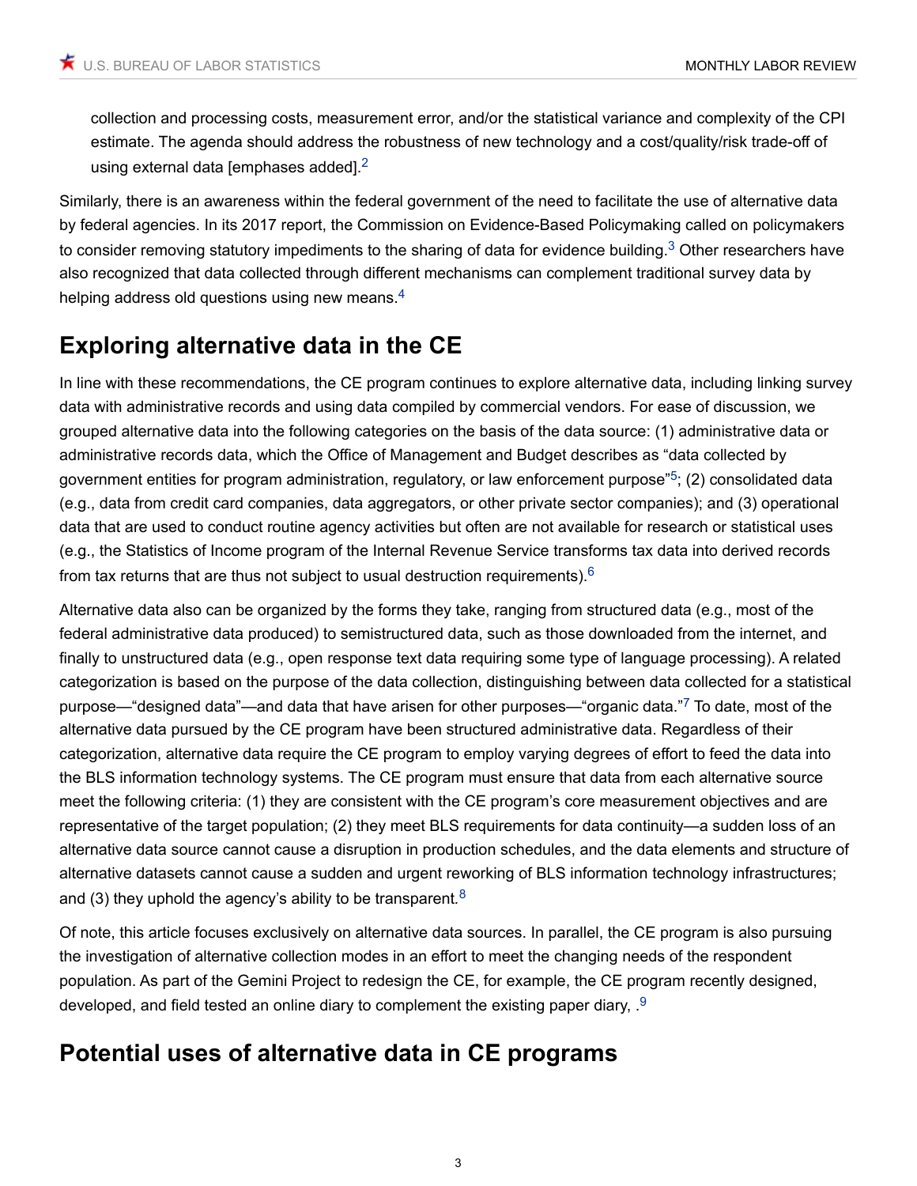collection and processing costs, measurement error, and/or the statistical variance and complexity of the CPI estimate. The agenda should address the robustness of new technology and a cost/quality/risk trade-off of using external data [emphases added].[2]

Similarly, there is an awareness within the federal government of the need to facilitate the use of alternative data by federal agencies. In its 2017 report, the Commission on Evidence-Based Policymaking called on policymakers to consider removing statutory impediments to the sharing of data for evidence building.[3] Other researchers have also recognized that data collected through different mechanisms can complement traditional survey data by helping address old questions using new means.[4]

## Exploring alternative data in the CE

In line with these recommendations, the CE program continues to explore alternative data, including linking survey data with administrative records and using data compiled by commercial vendors. For ease of discussion, we grouped alternative data into the following categories on the basis of the data source: (1) administrative data or administrative records data, which the Office of Management and Budget describes as "data collected by government entities for program administration, regulatory, or law enforcement purpose"[5]; (2) consolidated data (e.g., data from credit card companies, data aggregators, or other private sector companies); and (3) operational data that are used to conduct routine agency activities but often are not available for research or statistical uses (e.g., the Statistics of Income program of the Internal Revenue Service transforms tax data into derived records from tax returns that are thus not subject to usual destruction requirements).[6]

Alternative data also can be organized by the forms they take, ranging from structured data (e.g., most of the federal administrative data produced) to semistructured data, such as those downloaded from the internet, and finally to unstructured data (e.g., open response text data requiring some type of language processing). A related categorization is based on the purpose of the data collection, distinguishing between data collected for a statistical purpose—"designed data"—and data that have arisen for other purposes—"organic data."[7] To date, most of the alternative data pursued by the CE program have been structured administrative data. Regardless of their categorization, alternative data require the CE program to employ varying degrees of effort to feed the data into the BLS information technology systems. The CE program must ensure that data from each alternative source meet the following criteria: (1) they are consistent with the CE program's core measurement objectives and are representative of the target population; (2) they meet BLS requirements for data continuity—a sudden loss of an alternative data source cannot cause a disruption in production schedules, and the data elements and structure of alternative datasets cannot cause a sudden and urgent reworking of BLS information technology infrastructures; and (3) they uphold the agency's ability to be transparent.[8]

Of note, this article focuses exclusively on alternative data sources. In parallel, the CE program is also pursuing the investigation of alternative collection modes in an effort to meet the changing needs of the respondent population. As part of the Gemini Project to redesign the CE, for example, the CE program recently designed, developed, and field tested an online diary to complement the existing paper diary, .[9]

## Potential uses of alternative data in CE programs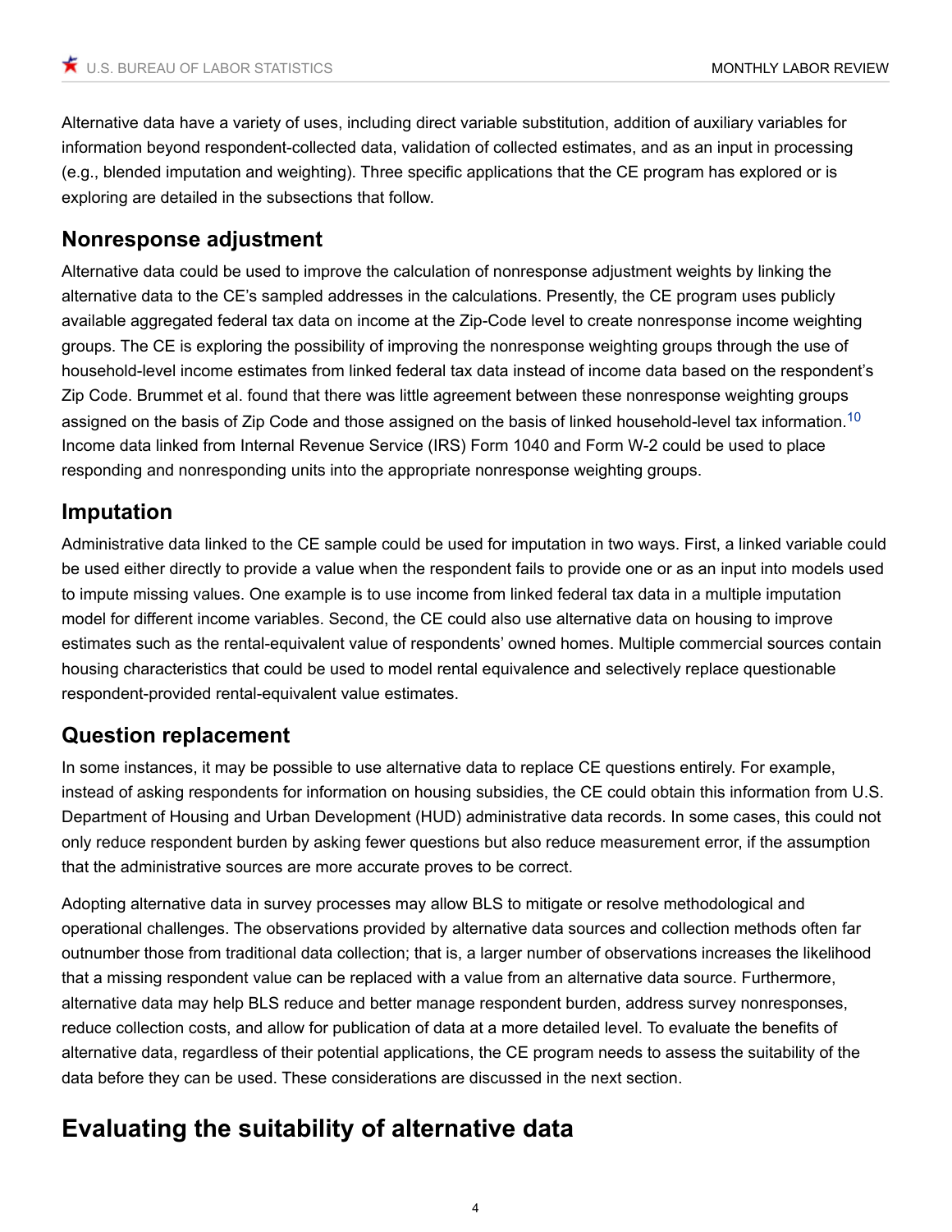Alternative data have a variety of uses, including direct variable substitution, addition of auxiliary variables for information beyond respondent-collected data, validation of collected estimates, and as an input in processing (e.g., blended imputation and weighting). Three specific applications that the CE program has explored or is exploring are detailed in the subsections that follow.

### Nonresponse adjustment

Alternative data could be used to improve the calculation of nonresponse adjustment weights by linking the alternative data to the CE's sampled addresses in the calculations. Presently, the CE program uses publicly available aggregated federal tax data on income at the Zip-Code level to create nonresponse income weighting groups. The CE is exploring the possibility of improving the nonresponse weighting groups through the use of household-level income estimates from linked federal tax data instead of income data based on the respondent's Zip Code. Brummet et al. found that there was little agreement between these nonresponse weighting groups assigned on the basis of Zip Code and those assigned on the basis of linked household-level tax information.[10] Income data linked from Internal Revenue Service (IRS) Form 1040 and Form W-2 could be used to place responding and nonresponding units into the appropriate nonresponse weighting groups.

### Imputation

Administrative data linked to the CE sample could be used for imputation in two ways. First, a linked variable could be used either directly to provide a value when the respondent fails to provide one or as an input into models used to impute missing values. One example is to use income from linked federal tax data in a multiple imputation model for different income variables. Second, the CE could also use alternative data on housing to improve estimates such as the rental-equivalent value of respondents' owned homes. Multiple commercial sources contain housing characteristics that could be used to model rental equivalence and selectively replace questionable respondent-provided rental-equivalent value estimates.

### Question replacement

In some instances, it may be possible to use alternative data to replace CE questions entirely. For example, instead of asking respondents for information on housing subsidies, the CE could obtain this information from U.S. Department of Housing and Urban Development (HUD) administrative data records. In some cases, this could not only reduce respondent burden by asking fewer questions but also reduce measurement error, if the assumption that the administrative sources are more accurate proves to be correct.

Adopting alternative data in survey processes may allow BLS to mitigate or resolve methodological and operational challenges. The observations provided by alternative data sources and collection methods often far outnumber those from traditional data collection; that is, a larger number of observations increases the likelihood that a missing respondent value can be replaced with a value from an alternative data source. Furthermore, alternative data may help BLS reduce and better manage respondent burden, address survey nonresponses, reduce collection costs, and allow for publication of data at a more detailed level. To evaluate the benefits of alternative data, regardless of their potential applications, the CE program needs to assess the suitability of the data before they can be used. These considerations are discussed in the next section.

## Evaluating the suitability of alternative data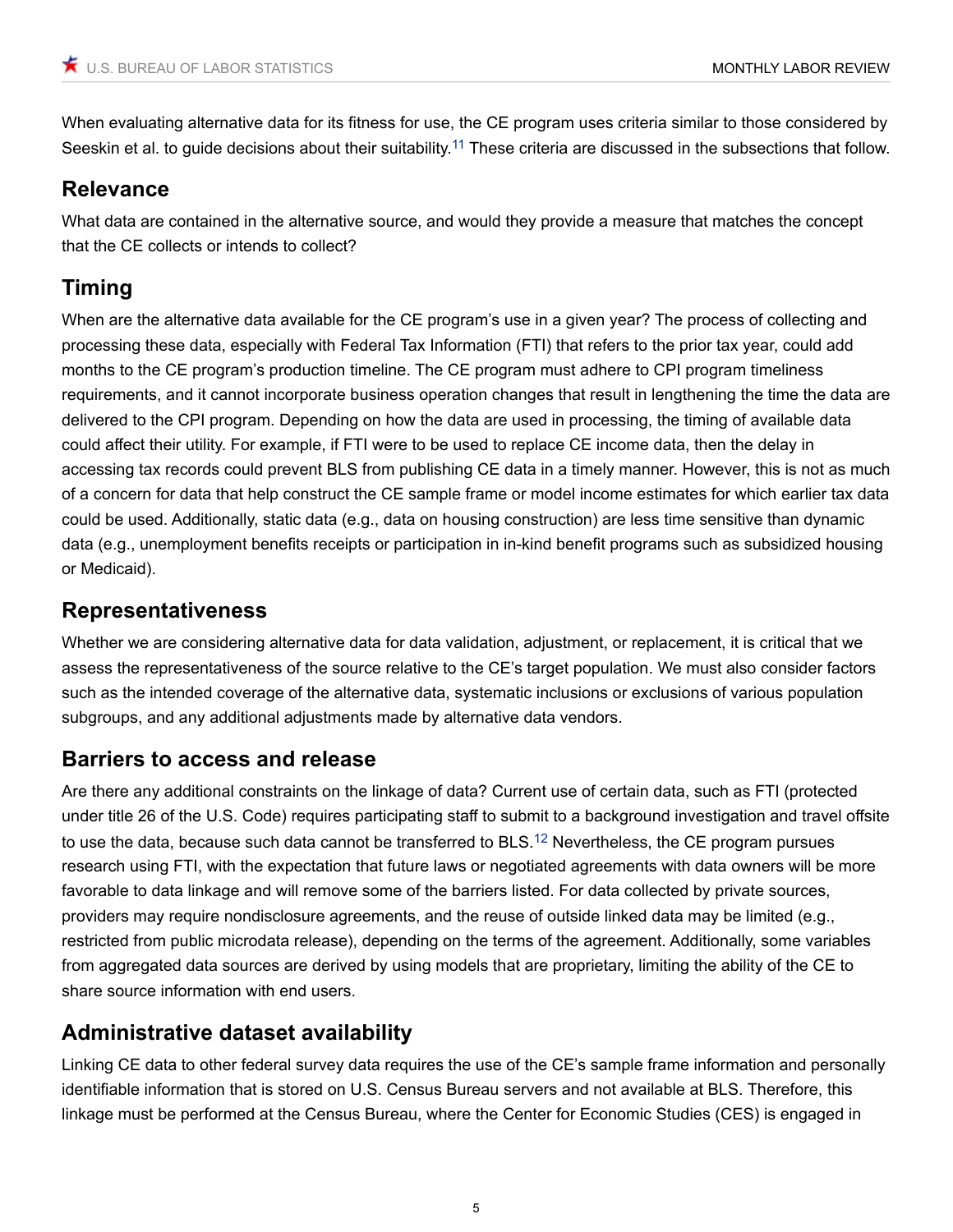When evaluating alternative data for its fitness for use, the CE program uses criteria similar to those considered by Seeskin et al. to guide decisions about their suitability.[11] These criteria are discussed in the subsections that follow.

## Relevance

What data are contained in the alternative source, and would they provide a measure that matches the concept that the CE collects or intends to collect?

## Timing

When are the alternative data available for the CE program's use in a given year? The process of collecting and processing these data, especially with Federal Tax Information (FTI) that refers to the prior tax year, could add months to the CE program's production timeline. The CE program must adhere to CPI program timeliness requirements, and it cannot incorporate business operation changes that result in lengthening the time the data are delivered to the CPI program. Depending on how the data are used in processing, the timing of available data could affect their utility. For example, if FTI were to be used to replace CE income data, then the delay in accessing tax records could prevent BLS from publishing CE data in a timely manner. However, this is not as much of a concern for data that help construct the CE sample frame or model income estimates for which earlier tax data could be used. Additionally, static data (e.g., data on housing construction) are less time sensitive than dynamic data (e.g., unemployment benefits receipts or participation in in-kind benefit programs such as subsidized housing or Medicaid).

## Representativeness

Whether we are considering alternative data for data validation, adjustment, or replacement, it is critical that we assess the representativeness of the source relative to the CE's target population. We must also consider factors such as the intended coverage of the alternative data, systematic inclusions or exclusions of various population subgroups, and any additional adjustments made by alternative data vendors.

## Barriers to access and release

Are there any additional constraints on the linkage of data? Current use of certain data, such as FTI (protected under title 26 of the U.S. Code) requires participating staff to submit to a background investigation and travel offsite to use the data, because such data cannot be transferred to BLS.[12] Nevertheless, the CE program pursues research using FTI, with the expectation that future laws or negotiated agreements with data owners will be more favorable to data linkage and will remove some of the barriers listed. For data collected by private sources, providers may require nondisclosure agreements, and the reuse of outside linked data may be limited (e.g., restricted from public microdata release), depending on the terms of the agreement. Additionally, some variables from aggregated data sources are derived by using models that are proprietary, limiting the ability of the CE to share source information with end users.

## Administrative dataset availability

Linking CE data to other federal survey data requires the use of the CE's sample frame information and personally identifiable information that is stored on U.S. Census Bureau servers and not available at BLS. Therefore, this linkage must be performed at the Census Bureau, where the Center for Economic Studies (CES) is engaged in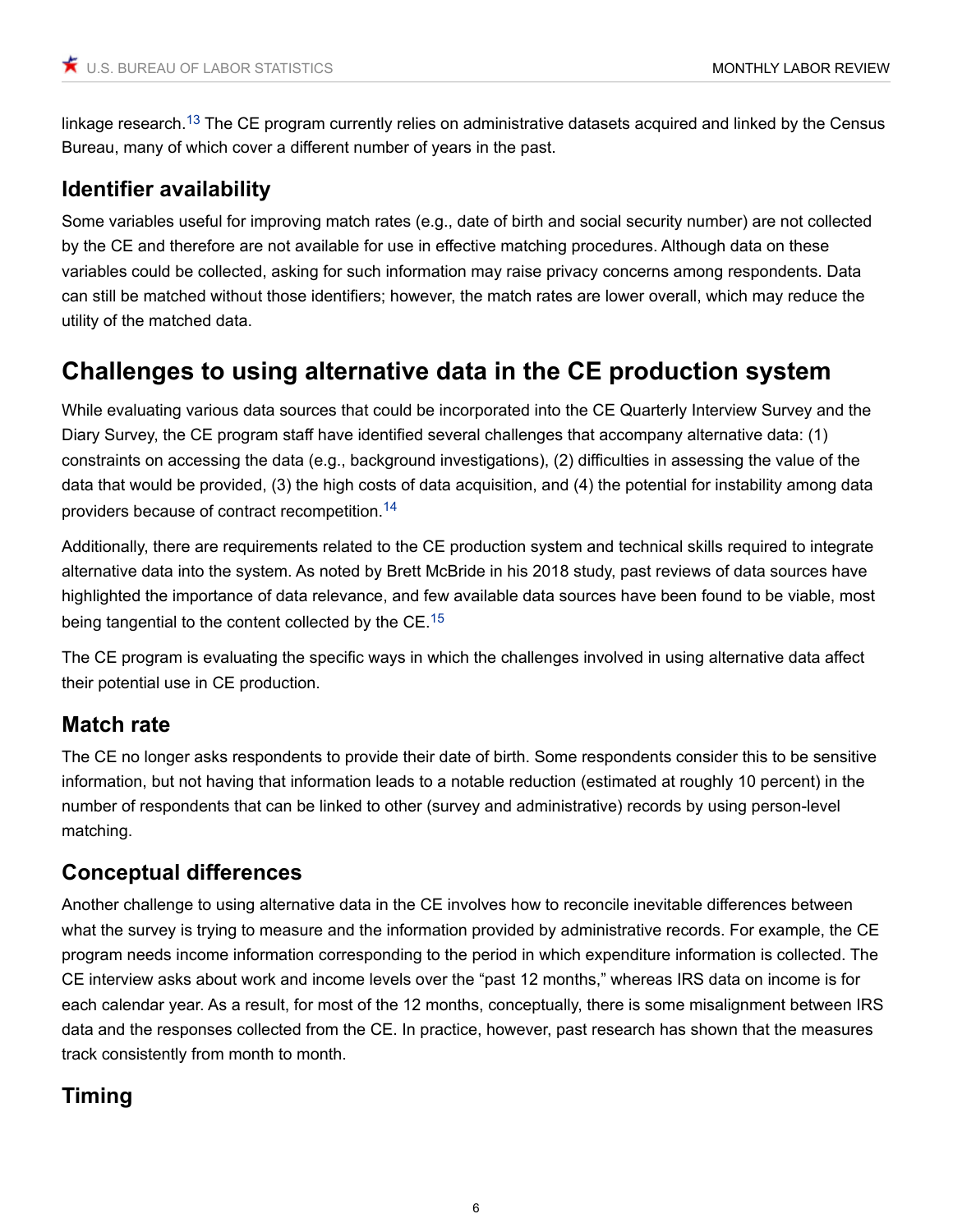linkage research.[13] The CE program currently relies on administrative datasets acquired and linked by the Census Bureau, many of which cover a different number of years in the past.

### Identifier availability

Some variables useful for improving match rates (e.g., date of birth and social security number) are not collected by the CE and therefore are not available for use in effective matching procedures. Although data on these variables could be collected, asking for such information may raise privacy concerns among respondents. Data can still be matched without those identifiers; however, the match rates are lower overall, which may reduce the utility of the matched data.

## Challenges to using alternative data in the CE production system

While evaluating various data sources that could be incorporated into the CE Quarterly Interview Survey and the Diary Survey, the CE program staff have identified several challenges that accompany alternative data: (1) constraints on accessing the data (e.g., background investigations), (2) difficulties in assessing the value of the data that would be provided, (3) the high costs of data acquisition, and (4) the potential for instability among data providers because of contract recompetition.[14]

Additionally, there are requirements related to the CE production system and technical skills required to integrate alternative data into the system. As noted by Brett McBride in his 2018 study, past reviews of data sources have highlighted the importance of data relevance, and few available data sources have been found to be viable, most being tangential to the content collected by the CE.[15]

The CE program is evaluating the specific ways in which the challenges involved in using alternative data affect their potential use in CE production.

### Match rate

The CE no longer asks respondents to provide their date of birth. Some respondents consider this to be sensitive information, but not having that information leads to a notable reduction (estimated at roughly 10 percent) in the number of respondents that can be linked to other (survey and administrative) records by using person-level matching.

### Conceptual differences

Another challenge to using alternative data in the CE involves how to reconcile inevitable differences between what the survey is trying to measure and the information provided by administrative records. For example, the CE program needs income information corresponding to the period in which expenditure information is collected. The CE interview asks about work and income levels over the "past 12 months," whereas IRS data on income is for each calendar year. As a result, for most of the 12 months, conceptually, there is some misalignment between IRS data and the responses collected from the CE. In practice, however, past research has shown that the measures track consistently from month to month.

### Timing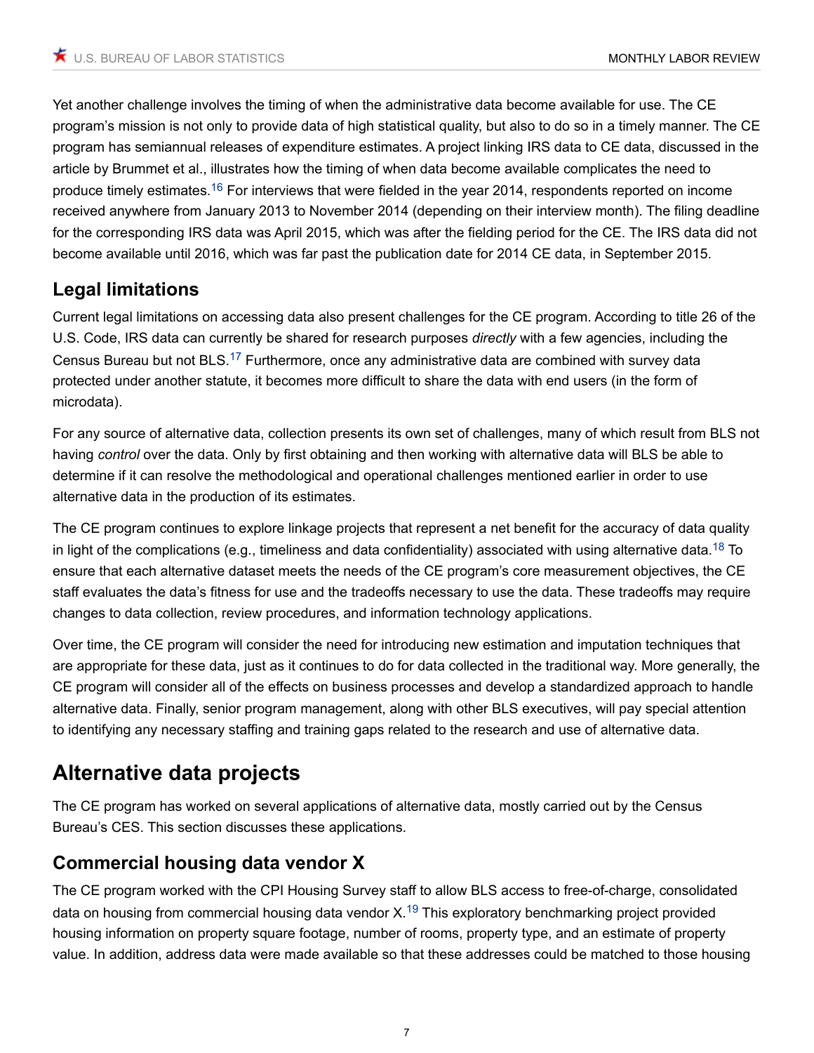Yet another challenge involves the timing of when the administrative data become available for use. The CE program's mission is not only to provide data of high statistical quality, but also to do so in a timely manner. The CE program has semiannual releases of expenditure estimates. A project linking IRS data to CE data, discussed in the article by Brummet et al., illustrates how the timing of when data become available complicates the need to produce timely estimates.[16] For interviews that were fielded in the year 2014, respondents reported on income received anywhere from January 2013 to November 2014 (depending on their interview month). The filing deadline for the corresponding IRS data was April 2015, which was after the fielding period for the CE. The IRS data did not become available until 2016, which was far past the publication date for 2014 CE data, in September 2015.

## Legal limitations

Current legal limitations on accessing data also present challenges for the CE program. According to title 26 of the U.S. Code, IRS data can currently be shared for research purposes *directly* with a few agencies, including the Census Bureau but not BLS.[17] Furthermore, once any administrative data are combined with survey data protected under another statute, it becomes more difficult to share the data with end users (in the form of microdata).

For any source of alternative data, collection presents its own set of challenges, many of which result from BLS not having *control* over the data. Only by first obtaining and then working with alternative data will BLS be able to determine if it can resolve the methodological and operational challenges mentioned earlier in order to use alternative data in the production of its estimates.

The CE program continues to explore linkage projects that represent a net benefit for the accuracy of data quality in light of the complications (e.g., timeliness and data confidentiality) associated with using alternative data.[18] To ensure that each alternative dataset meets the needs of the CE program's core measurement objectives, the CE staff evaluates the data's fitness for use and the tradeoffs necessary to use the data. These tradeoffs may require changes to data collection, review procedures, and information technology applications.

Over time, the CE program will consider the need for introducing new estimation and imputation techniques that are appropriate for these data, just as it continues to do for data collected in the traditional way. More generally, the CE program will consider all of the effects on business processes and develop a standardized approach to handle alternative data. Finally, senior program management, along with other BLS executives, will pay special attention to identifying any necessary staffing and training gaps related to the research and use of alternative data.

# Alternative data projects

The CE program has worked on several applications of alternative data, mostly carried out by the Census Bureau's CES. This section discusses these applications.

## Commercial housing data vendor X

The CE program worked with the CPI Housing Survey staff to allow BLS access to free-of-charge, consolidated data on housing from commercial housing data vendor X.[19] This exploratory benchmarking project provided housing information on property square footage, number of rooms, property type, and an estimate of property value. In addition, address data were made available so that these addresses could be matched to those housing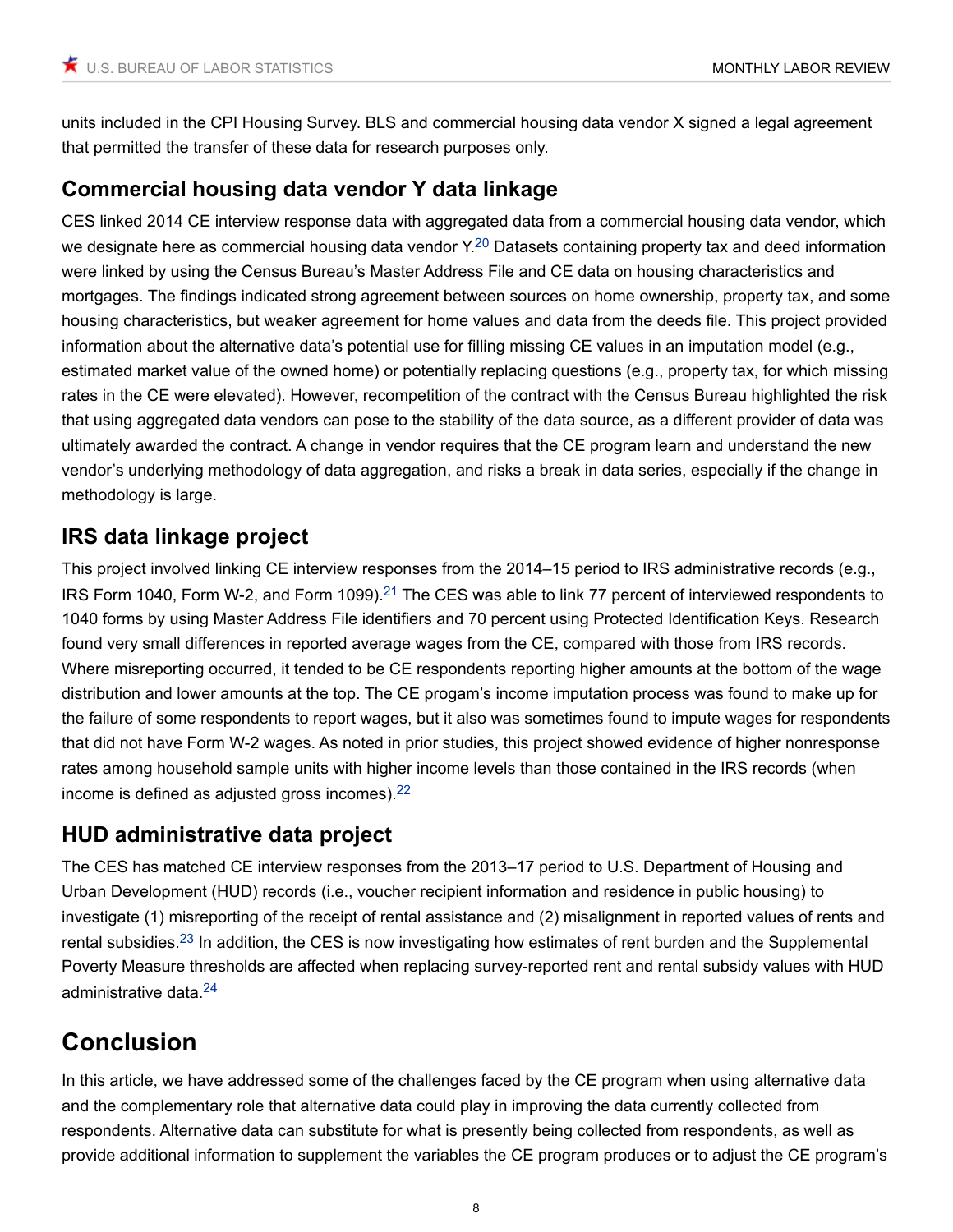units included in the CPI Housing Survey. BLS and commercial housing data vendor X signed a legal agreement that permitted the transfer of these data for research purposes only.

## Commercial housing data vendor Y data linkage

CES linked 2014 CE interview response data with aggregated data from a commercial housing data vendor, which we designate here as commercial housing data vendor Y.[20] Datasets containing property tax and deed information were linked by using the Census Bureau's Master Address File and CE data on housing characteristics and mortgages. The findings indicated strong agreement between sources on home ownership, property tax, and some housing characteristics, but weaker agreement for home values and data from the deeds file. This project provided information about the alternative data's potential use for filling missing CE values in an imputation model (e.g., estimated market value of the owned home) or potentially replacing questions (e.g., property tax, for which missing rates in the CE were elevated). However, recompetition of the contract with the Census Bureau highlighted the risk that using aggregated data vendors can pose to the stability of the data source, as a different provider of data was ultimately awarded the contract. A change in vendor requires that the CE program learn and understand the new vendor's underlying methodology of data aggregation, and risks a break in data series, especially if the change in methodology is large.

## IRS data linkage project

This project involved linking CE interview responses from the 2014–15 period to IRS administrative records (e.g., IRS Form 1040, Form W-2, and Form 1099).[21] The CES was able to link 77 percent of interviewed respondents to 1040 forms by using Master Address File identifiers and 70 percent using Protected Identification Keys. Research found very small differences in reported average wages from the CE, compared with those from IRS records. Where misreporting occurred, it tended to be CE respondents reporting higher amounts at the bottom of the wage distribution and lower amounts at the top. The CE progam's income imputation process was found to make up for the failure of some respondents to report wages, but it also was sometimes found to impute wages for respondents that did not have Form W-2 wages. As noted in prior studies, this project showed evidence of higher nonresponse rates among household sample units with higher income levels than those contained in the IRS records (when income is defined as adjusted gross incomes).[22]

## HUD administrative data project

The CES has matched CE interview responses from the 2013–17 period to U.S. Department of Housing and Urban Development (HUD) records (i.e., voucher recipient information and residence in public housing) to investigate (1) misreporting of the receipt of rental assistance and (2) misalignment in reported values of rents and rental subsidies.[23] In addition, the CES is now investigating how estimates of rent burden and the Supplemental Poverty Measure thresholds are affected when replacing survey-reported rent and rental subsidy values with HUD administrative data.[24]

# Conclusion

In this article, we have addressed some of the challenges faced by the CE program when using alternative data and the complementary role that alternative data could play in improving the data currently collected from respondents. Alternative data can substitute for what is presently being collected from respondents, as well as provide additional information to supplement the variables the CE program produces or to adjust the CE program's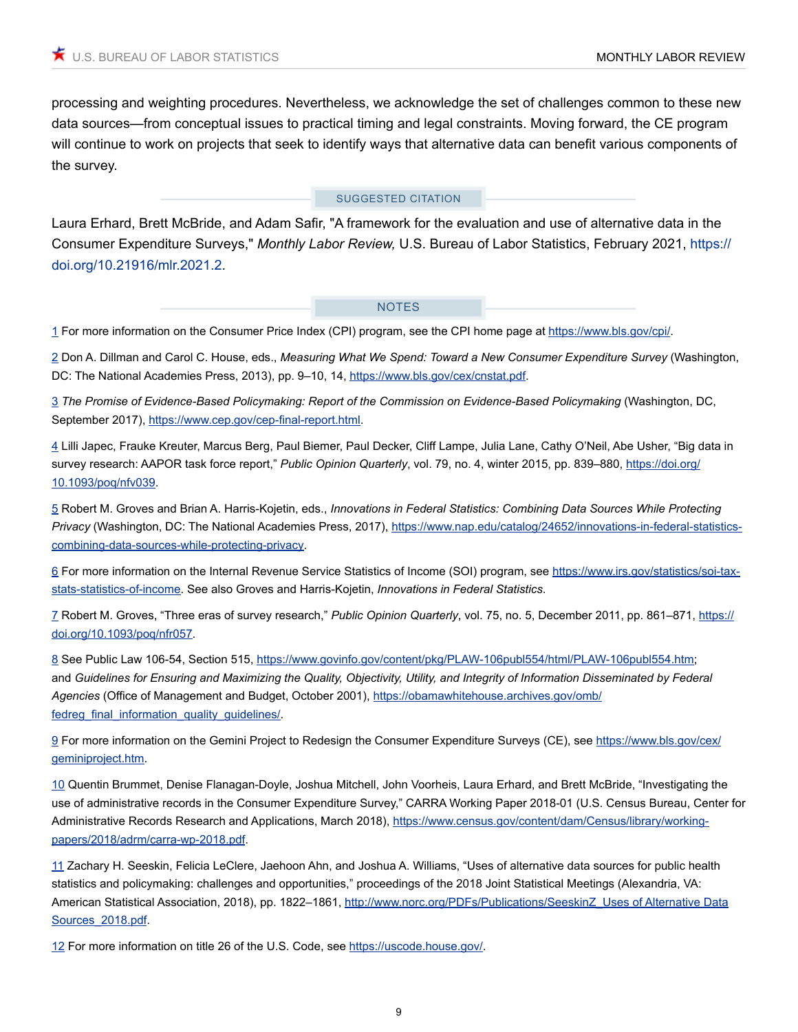processing and weighting procedures. Nevertheless, we acknowledge the set of challenges common to these new data sources—from conceptual issues to practical timing and legal constraints. Moving forward, the CE program will continue to work on projects that seek to identify ways that alternative data can benefit various components of the survey.

## SUGGESTED CITATION

Laura Erhard, Brett McBride, and Adam Safir, "A framework for the evaluation and use of alternative data in the Consumer Expenditure Surveys," *Monthly Labor Review,* U.S. Bureau of Labor Statistics, February 2021, https://doi.org/10.21916/mlr.2021.2.

## NOTES

1 For more information on the Consumer Price Index (CPI) program, see the CPI home page at https://www.bls.gov/cpi/.

2 Don A. Dillman and Carol C. House, eds., *Measuring What We Spend: Toward a New Consumer Expenditure Survey* (Washington, DC: The National Academies Press, 2013), pp. 9–10, 14, https://www.bls.gov/cex/cnstat.pdf.

3 *The Promise of Evidence-Based Policymaking: Report of the Commission on Evidence-Based Policymaking* (Washington, DC, September 2017), https://www.cep.gov/cep-final-report.html.

4 Lilli Japec, Frauke Kreuter, Marcus Berg, Paul Biemer, Paul Decker, Cliff Lampe, Julia Lane, Cathy O'Neil, Abe Usher, "Big data in survey research: AAPOR task force report," *Public Opinion Quarterly*, vol. 79, no. 4, winter 2015, pp. 839–880, https://doi.org/10.1093/poq/nfv039.

5 Robert M. Groves and Brian A. Harris-Kojetin, eds., *Innovations in Federal Statistics: Combining Data Sources While Protecting Privacy* (Washington, DC: The National Academies Press, 2017), https://www.nap.edu/catalog/24652/innovations-in-federal-statistics-combining-data-sources-while-protecting-privacy.

6 For more information on the Internal Revenue Service Statistics of Income (SOI) program, see https://www.irs.gov/statistics/soi-tax-stats-statistics-of-income. See also Groves and Harris-Kojetin, *Innovations in Federal Statistics*.

7 Robert M. Groves, "Three eras of survey research," *Public Opinion Quarterly*, vol. 75, no. 5, December 2011, pp. 861–871, https://doi.org/10.1093/poq/nfr057.

8 See Public Law 106-54, Section 515, https://www.govinfo.gov/content/pkg/PLAW-106publ554/html/PLAW-106publ554.htm; and *Guidelines for Ensuring and Maximizing the Quality, Objectivity, Utility, and Integrity of Information Disseminated by Federal Agencies* (Office of Management and Budget, October 2001), https://obamawhitehouse.archives.gov/omb/fedreg_final_information_quality_guidelines/.

9 For more information on the Gemini Project to Redesign the Consumer Expenditure Surveys (CE), see https://www.bls.gov/cex/geminiproject.htm.

10 Quentin Brummet, Denise Flanagan-Doyle, Joshua Mitchell, John Voorheis, Laura Erhard, and Brett McBride, "Investigating the use of administrative records in the Consumer Expenditure Survey," CARRA Working Paper 2018-01 (U.S. Census Bureau, Center for Administrative Records Research and Applications, March 2018), https://www.census.gov/content/dam/Census/library/working-papers/2018/adrm/carra-wp-2018.pdf.

11 Zachary H. Seeskin, Felicia LeClere, Jaehoon Ahn, and Joshua A. Williams, "Uses of alternative data sources for public health statistics and policymaking: challenges and opportunities," proceedings of the 2018 Joint Statistical Meetings (Alexandria, VA: American Statistical Association, 2018), pp. 1822–1861, http://www.norc.org/PDFs/Publications/SeeskinZ_Uses of Alternative Data Sources_2018.pdf.

12 For more information on title 26 of the U.S. Code, see https://uscode.house.gov/.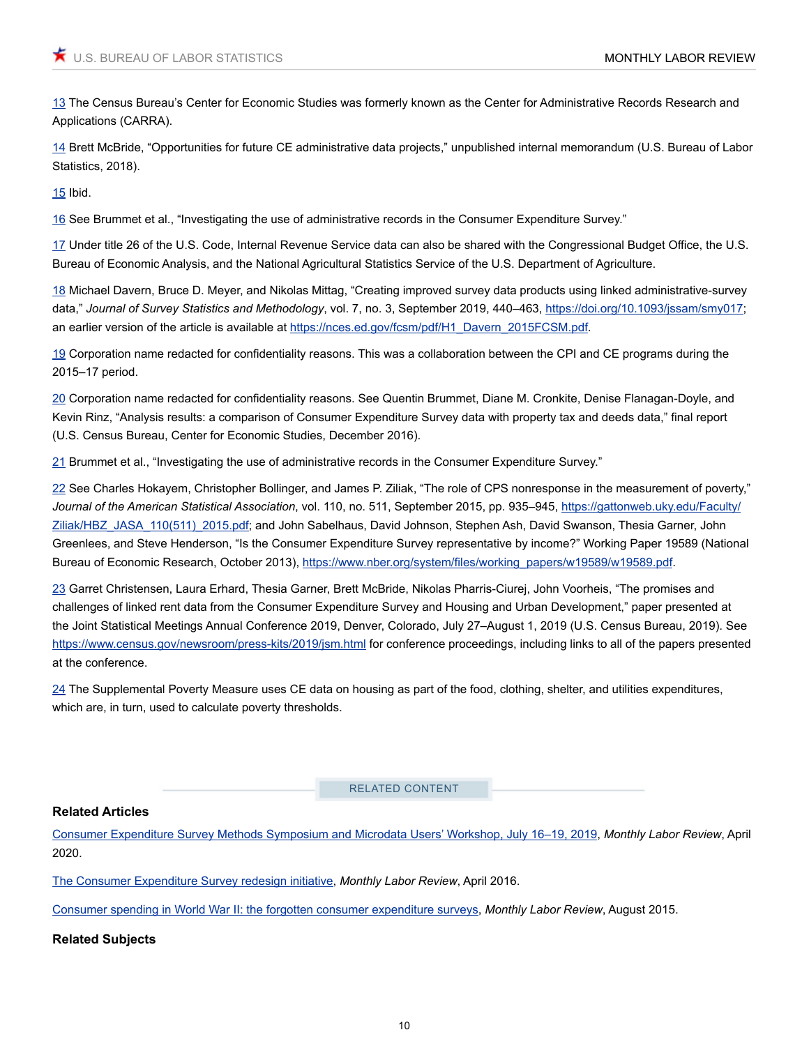[13] The Census Bureau's Center for Economic Studies was formerly known as the Center for Administrative Records Research and Applications (CARRA).

[14] Brett McBride, "Opportunities for future CE administrative data projects," unpublished internal memorandum (U.S. Bureau of Labor Statistics, 2018).

[15] Ibid.

[16] See Brummet et al., "Investigating the use of administrative records in the Consumer Expenditure Survey."

[17] Under title 26 of the U.S. Code, Internal Revenue Service data can also be shared with the Congressional Budget Office, the U.S. Bureau of Economic Analysis, and the National Agricultural Statistics Service of the U.S. Department of Agriculture.

[18] Michael Davern, Bruce D. Meyer, and Nikolas Mittag, "Creating improved survey data products using linked administrative-survey data," *Journal of Survey Statistics and Methodology*, vol. 7, no. 3, September 2019, 440–463, https://doi.org/10.1093/jssam/smy017; an earlier version of the article is available at https://nces.ed.gov/fcsm/pdf/H1_Davern_2015FCSM.pdf.

[19] Corporation name redacted for confidentiality reasons. This was a collaboration between the CPI and CE programs during the 2015–17 period.

[20] Corporation name redacted for confidentiality reasons. See Quentin Brummet, Diane M. Cronkite, Denise Flanagan-Doyle, and Kevin Rinz, "Analysis results: a comparison of Consumer Expenditure Survey data with property tax and deeds data," final report (U.S. Census Bureau, Center for Economic Studies, December 2016).

[21] Brummet et al., "Investigating the use of administrative records in the Consumer Expenditure Survey."

[22] See Charles Hokayem, Christopher Bollinger, and James P. Ziliak, "The role of CPS nonresponse in the measurement of poverty," *Journal of the American Statistical Association*, vol. 110, no. 511, September 2015, pp. 935–945, https://gattonweb.uky.edu/Faculty/Ziliak/HBZ_JASA_110(511)_2015.pdf; and John Sabelhaus, David Johnson, Stephen Ash, David Swanson, Thesia Garner, John Greenlees, and Steve Henderson, "Is the Consumer Expenditure Survey representative by income?" Working Paper 19589 (National Bureau of Economic Research, October 2013), https://www.nber.org/system/files/working_papers/w19589/w19589.pdf.

[23] Garret Christensen, Laura Erhard, Thesia Garner, Brett McBride, Nikolas Pharris-Ciurej, John Voorheis, "The promises and challenges of linked rent data from the Consumer Expenditure Survey and Housing and Urban Development," paper presented at the Joint Statistical Meetings Annual Conference 2019, Denver, Colorado, July 27–August 1, 2019 (U.S. Census Bureau, 2019). See https://www.census.gov/newsroom/press-kits/2019/jsm.html for conference proceedings, including links to all of the papers presented at the conference.

[24] The Supplemental Poverty Measure uses CE data on housing as part of the food, clothing, shelter, and utilities expenditures, which are, in turn, used to calculate poverty thresholds.

RELATED CONTENT

### Related Articles

Consumer Expenditure Survey Methods Symposium and Microdata Users' Workshop, July 16–19, 2019, *Monthly Labor Review*, April 2020.

The Consumer Expenditure Survey redesign initiative, *Monthly Labor Review*, April 2016.

Consumer spending in World War II: the forgotten consumer expenditure surveys, *Monthly Labor Review*, August 2015.

### Related Subjects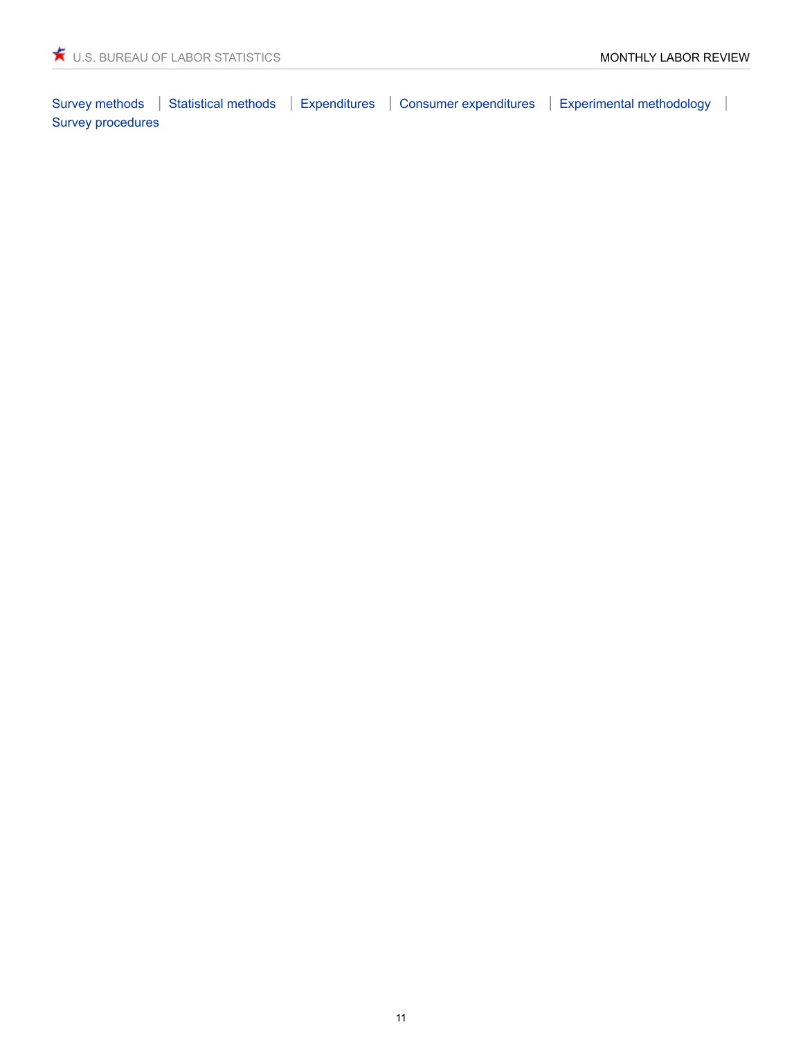Survey methods | Statistical methods | Expenditures | Consumer expenditures | Experimental methodology | Survey procedures